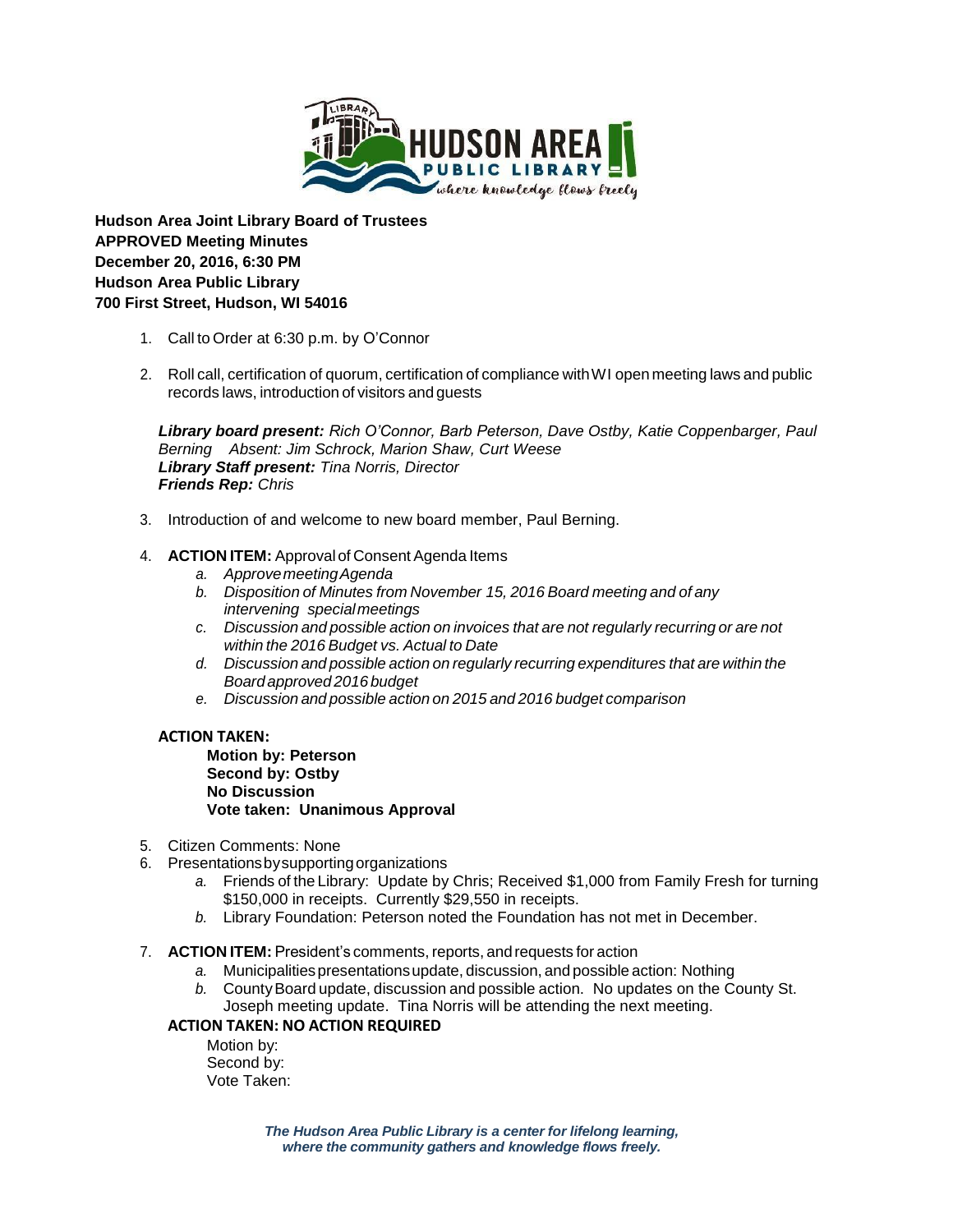**Hudson Area Joint Library Board of Trustees**
**APPROVED Meeting Minutes**
**December 20, 2016, 6:30 PM**
**Hudson Area Public Library**
**700 First Street, Hudson, WI 54016**

1. Call to Order at 6:30 p.m. by O'Connor

2. Roll call, certification of quorum, certification of compliance with WI open meeting laws and public records laws, introduction of visitors and guests

   ***Library board present:*** *Rich O'Connor, Barb Peterson, Dave Ostby, Katie Coppenbarger, Paul Berning   Absent: Jim Schrock, Marion Shaw, Curt Weese*
   ***Library Staff present:*** *Tina Norris, Director*
   ***Friends Rep:*** *Chris*

3. Introduction of and welcome to new board member, Paul Berning.

4. **ACTION ITEM:** Approval of Consent Agenda Items
   a. *Approve meeting Agenda*
   b. *Disposition of Minutes from November 15, 2016 Board meeting and of any intervening special meetings*
   c. *Discussion and possible action on invoices that are not regularly recurring or are not within the 2016 Budget vs. Actual to Date*
   d. *Discussion and possible action on regularly recurring expenditures that are within the Board approved 2016 budget*
   e. *Discussion and possible action on 2015 and 2016 budget comparison*

   **ACTION TAKEN:**
   **Motion by: Peterson**
   **Second by: Ostby**
   **No Discussion**
   **Vote taken: Unanimous Approval**

5. Citizen Comments: None
6. Presentations by supporting organizations
   a. Friends of the Library: Update by Chris; Received $1,000 from Family Fresh for turning $150,000 in receipts. Currently $29,550 in receipts.
   b. Library Foundation: Peterson noted the Foundation has not met in December.
7. **ACTION ITEM:** President's comments, reports, and requests for action
   a. Municipalities presentations update, discussion, and possible action: Nothing
   b. County Board update, discussion and possible action. No updates on the County St. Joseph meeting update. Tina Norris will be attending the next meeting.

   **ACTION TAKEN: NO ACTION REQUIRED**
   Motion by:
   Second by:
   Vote Taken:

*The Hudson Area Public Library is a center for lifelong learning, where the community gathers and knowledge flows freely.*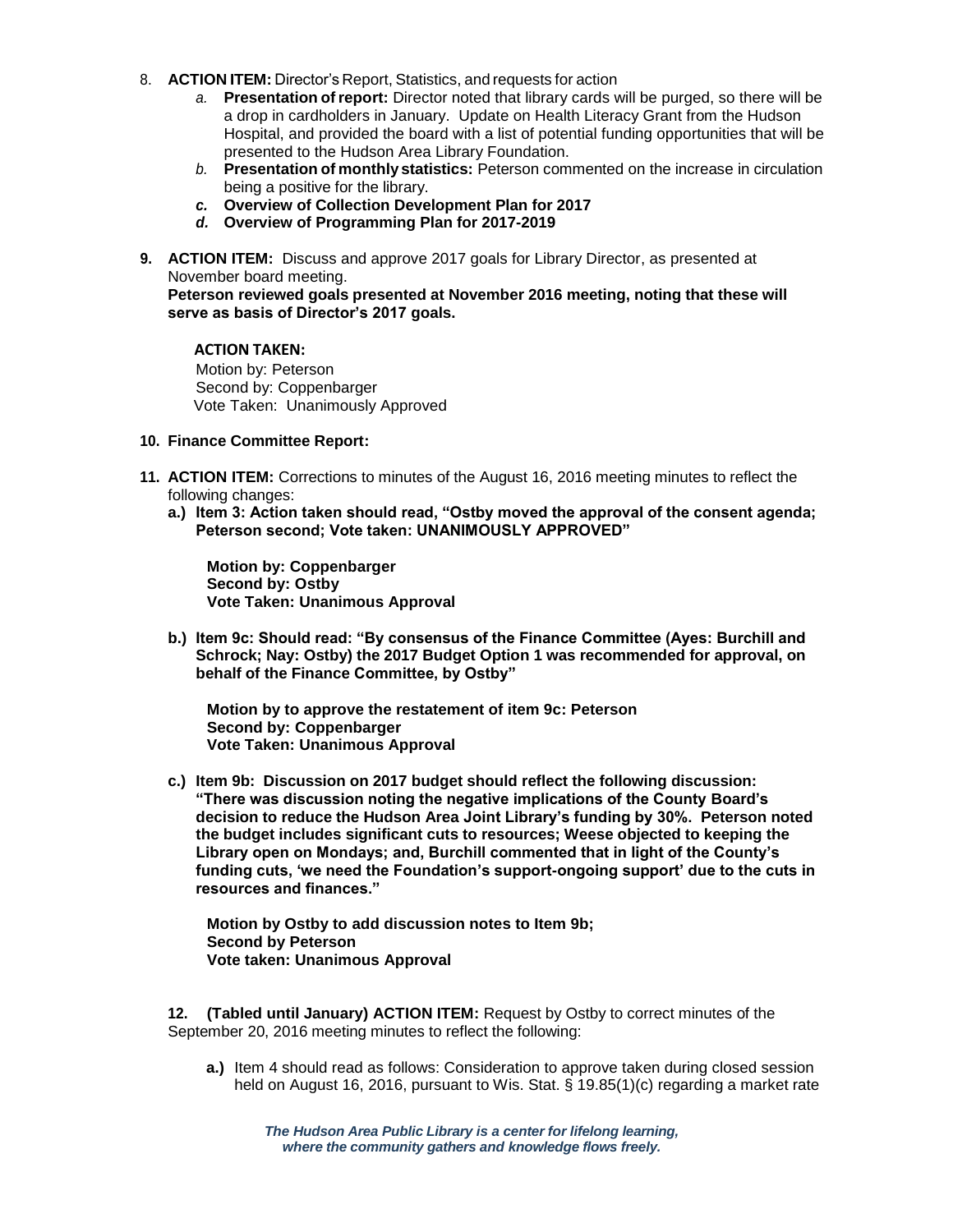8. **ACTION ITEM:** Director's Report, Statistics, and requests for action
   - *a.* **Presentation of report:** Director noted that library cards will be purged, so there will be a drop in cardholders in January. Update on Health Literacy Grant from the Hudson Hospital, and provided the board with a list of potential funding opportunities that will be presented to the Hudson Area Library Foundation.
   - *b.* **Presentation of monthly statistics:** Peterson commented on the increase in circulation being a positive for the library.
   - ***c.*** **Overview of Collection Development Plan for 2017**
   - ***d.*** **Overview of Programming Plan for 2017-2019**

**9. ACTION ITEM:** Discuss and approve 2017 goals for Library Director, as presented at November board meeting.
**Peterson reviewed goals presented at November 2016 meeting, noting that these will serve as basis of Director's 2017 goals.**

**ACTION TAKEN:**
Motion by: Peterson
Second by: Coppenbarger
Vote Taken: Unanimously Approved

**10. Finance Committee Report:**

**11. ACTION ITEM:** Corrections to minutes of the August 16, 2016 meeting minutes to reflect the following changes:

**a.) Item 3: Action taken should read, "Ostby moved the approval of the consent agenda; Peterson second; Vote taken: UNANIMOUSLY APPROVED"**

**Motion by: Coppenbarger**
**Second by: Ostby**
**Vote Taken: Unanimous Approval**

**b.) Item 9c: Should read: "By consensus of the Finance Committee (Ayes: Burchill and Schrock; Nay: Ostby) the 2017 Budget Option 1 was recommended for approval, on behalf of the Finance Committee, by Ostby"**

**Motion by to approve the restatement of item 9c: Peterson**
**Second by: Coppenbarger**
**Vote Taken: Unanimous Approval**

**c.) Item 9b: Discussion on 2017 budget should reflect the following discussion: "There was discussion noting the negative implications of the County Board's decision to reduce the Hudson Area Joint Library's funding by 30%. Peterson noted the budget includes significant cuts to resources; Weese objected to keeping the Library open on Mondays; and, Burchill commented that in light of the County's funding cuts, 'we need the Foundation's support-ongoing support' due to the cuts in resources and finances."**

**Motion by Ostby to add discussion notes to Item 9b;**
**Second by Peterson**
**Vote taken: Unanimous Approval**

**12. (Tabled until January) ACTION ITEM:** Request by Ostby to correct minutes of the September 20, 2016 meeting minutes to reflect the following:

**a.)** Item 4 should read as follows: Consideration to approve taken during closed session held on August 16, 2016, pursuant to Wis. Stat. § 19.85(1)(c) regarding a market rate

***The Hudson Area Public Library is a center for lifelong learning, where the community gathers and knowledge flows freely.***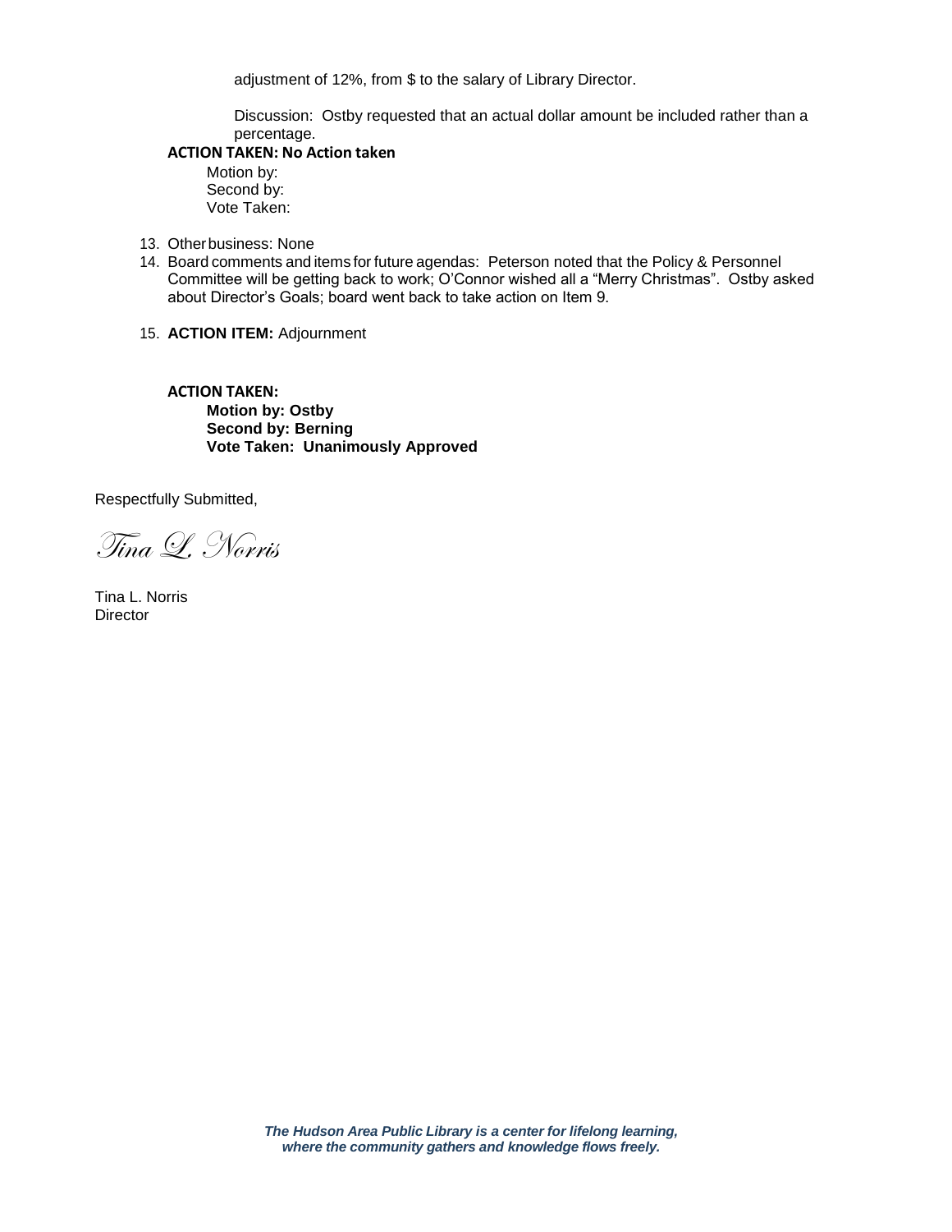adjustment of 12%, from $ to the salary of Library Director.

Discussion: Ostby requested that an actual dollar amount be included rather than a percentage.

**ACTION TAKEN: No Action taken**

Motion by:
Second by:
Vote Taken:

13. Other business: None
14. Board comments and items for future agendas: Peterson noted that the Policy & Personnel Committee will be getting back to work; O'Connor wished all a "Merry Christmas". Ostby asked about Director's Goals; board went back to take action on Item 9.
15. **ACTION ITEM:** Adjournment

**ACTION TAKEN:**

**Motion by: Ostby**
**Second by: Berning**
**Vote Taken: Unanimously Approved**

Respectfully Submitted,

*Tina L. Norris*

Tina L. Norris
Director

***The Hudson Area Public Library is a center for lifelong learning, where the community gathers and knowledge flows freely.***